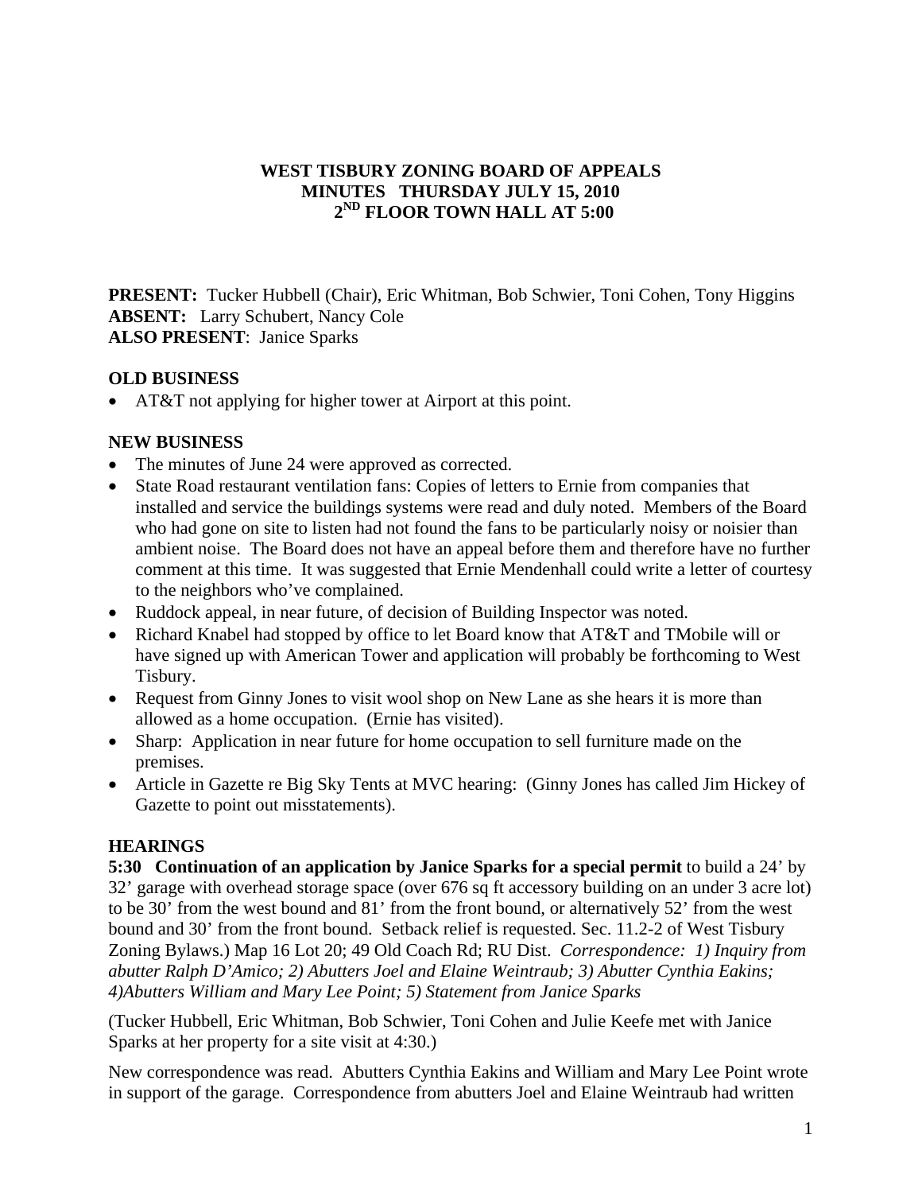# WEST TISBURY ZONING BOARD OF APPEALS
## MINUTES THURSDAY JULY 15, 2010
## 2ND FLOOR TOWN HALL AT 5:00

**PRESENT:** Tucker Hubbell (Chair), Eric Whitman, Bob Schwier, Toni Cohen, Tony Higgins
**ABSENT:** Larry Schubert, Nancy Cole
**ALSO PRESENT**: Janice Sparks

**OLD BUSINESS**

- AT&T not applying for higher tower at Airport at this point.

**NEW BUSINESS**

- The minutes of June 24 were approved as corrected.
- State Road restaurant ventilation fans: Copies of letters to Ernie from companies that installed and service the buildings systems were read and duly noted. Members of the Board who had gone on site to listen had not found the fans to be particularly noisy or noisier than ambient noise. The Board does not have an appeal before them and therefore have no further comment at this time. It was suggested that Ernie Mendenhall could write a letter of courtesy to the neighbors who've complained.
- Ruddock appeal, in near future, of decision of Building Inspector was noted.
- Richard Knabel had stopped by office to let Board know that AT&T and TMobile will or have signed up with American Tower and application will probably be forthcoming to West Tisbury.
- Request from Ginny Jones to visit wool shop on New Lane as she hears it is more than allowed as a home occupation. (Ernie has visited).
- Sharp: Application in near future for home occupation to sell furniture made on the premises.
- Article in Gazette re Big Sky Tents at MVC hearing: (Ginny Jones has called Jim Hickey of Gazette to point out misstatements).

**HEARINGS**

**5:30 Continuation of an application by Janice Sparks for a special permit** to build a 24' by 32' garage with overhead storage space (over 676 sq ft accessory building on an under 3 acre lot) to be 30' from the west bound and 81' from the front bound, or alternatively 52' from the west bound and 30' from the front bound. Setback relief is requested. Sec. 11.2-2 of West Tisbury Zoning Bylaws.) Map 16 Lot 20; 49 Old Coach Rd; RU Dist. *Correspondence: 1) Inquiry from abutter Ralph D'Amico; 2) Abutters Joel and Elaine Weintraub; 3) Abutter Cynthia Eakins; 4)Abutters William and Mary Lee Point; 5) Statement from Janice Sparks*

(Tucker Hubbell, Eric Whitman, Bob Schwier, Toni Cohen and Julie Keefe met with Janice Sparks at her property for a site visit at 4:30.)

New correspondence was read. Abutters Cynthia Eakins and William and Mary Lee Point wrote in support of the garage. Correspondence from abutters Joel and Elaine Weintraub had written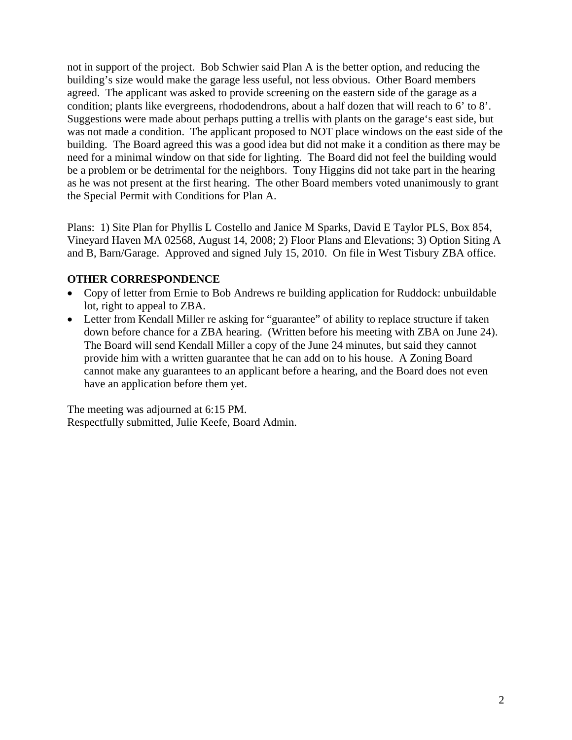not in support of the project. Bob Schwier said Plan A is the better option, and reducing the building's size would make the garage less useful, not less obvious. Other Board members agreed. The applicant was asked to provide screening on the eastern side of the garage as a condition; plants like evergreens, rhododendrons, about a half dozen that will reach to 6' to 8'. Suggestions were made about perhaps putting a trellis with plants on the garage's east side, but was not made a condition. The applicant proposed to NOT place windows on the east side of the building. The Board agreed this was a good idea but did not make it a condition as there may be need for a minimal window on that side for lighting. The Board did not feel the building would be a problem or be detrimental for the neighbors. Tony Higgins did not take part in the hearing as he was not present at the first hearing. The other Board members voted unanimously to grant the Special Permit with Conditions for Plan A.

Plans: 1) Site Plan for Phyllis L Costello and Janice M Sparks, David E Taylor PLS, Box 854, Vineyard Haven MA 02568, August 14, 2008; 2) Floor Plans and Elevations; 3) Option Siting A and B, Barn/Garage. Approved and signed July 15, 2010. On file in West Tisbury ZBA office.

**OTHER CORRESPONDENCE**

- Copy of letter from Ernie to Bob Andrews re building application for Ruddock: unbuildable lot, right to appeal to ZBA.
- Letter from Kendall Miller re asking for "guarantee" of ability to replace structure if taken down before chance for a ZBA hearing. (Written before his meeting with ZBA on June 24). The Board will send Kendall Miller a copy of the June 24 minutes, but said they cannot provide him with a written guarantee that he can add on to his house. A Zoning Board cannot make any guarantees to an applicant before a hearing, and the Board does not even have an application before them yet.

The meeting was adjourned at 6:15 PM.
Respectfully submitted, Julie Keefe, Board Admin.